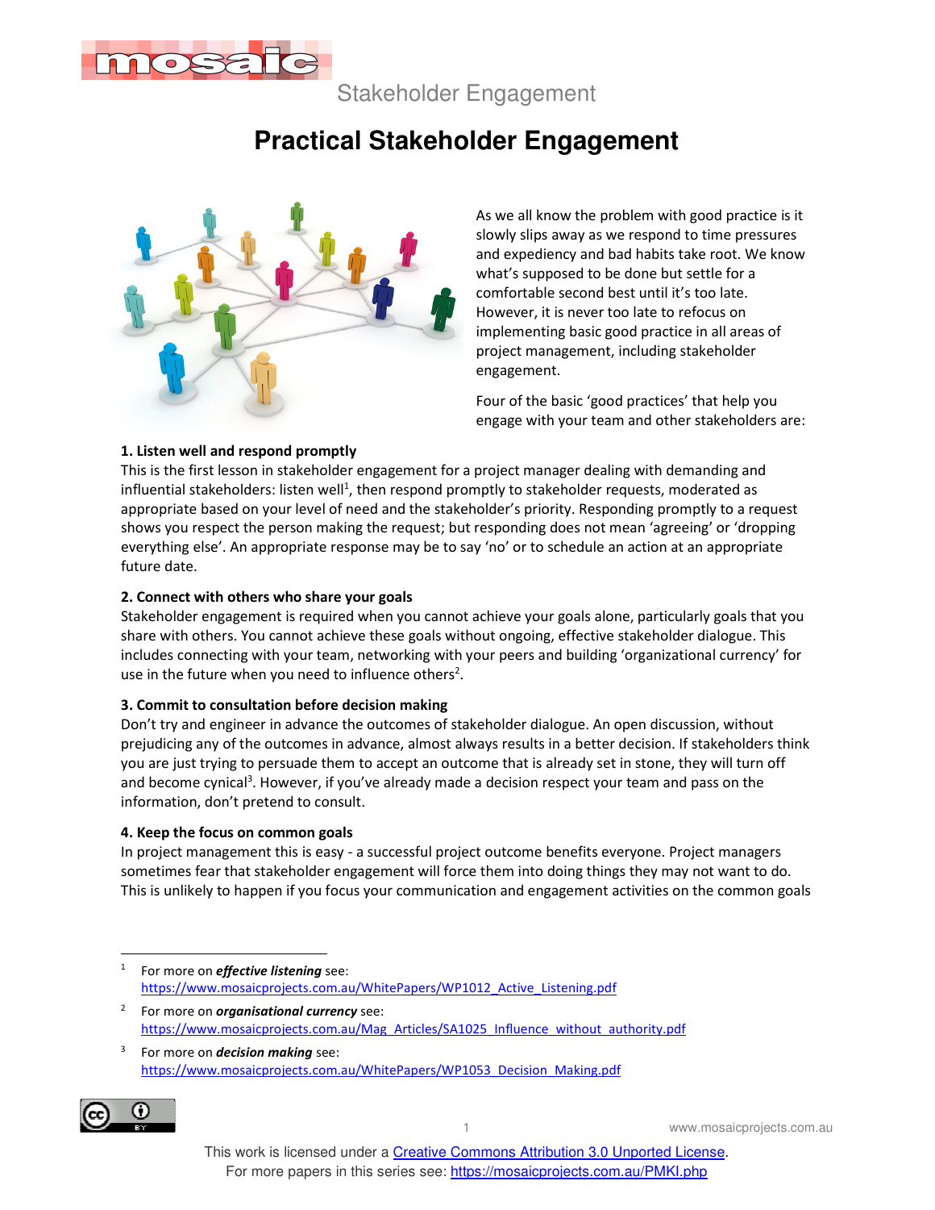Stakeholder Engagement

# Practical Stakeholder Engagement

As we all know the problem with good practice is it slowly slips away as we respond to time pressures and expediency and bad habits take root. We know what's supposed to be done but settle for a comfortable second best until it's too late. However, it is never too late to refocus on implementing basic good practice in all areas of project management, including stakeholder engagement.

Four of the basic 'good practices' that help you engage with your team and other stakeholders are:

**1. Listen well and respond promptly**

This is the first lesson in stakeholder engagement for a project manager dealing with demanding and influential stakeholders: listen well[1], then respond promptly to stakeholder requests, moderated as appropriate based on your level of need and the stakeholder's priority. Responding promptly to a request shows you respect the person making the request; but responding does not mean 'agreeing' or 'dropping everything else'. An appropriate response may be to say 'no' or to schedule an action at an appropriate future date.

**2. Connect with others who share your goals**

Stakeholder engagement is required when you cannot achieve your goals alone, particularly goals that you share with others. You cannot achieve these goals without ongoing, effective stakeholder dialogue. This includes connecting with your team, networking with your peers and building 'organizational currency' for use in the future when you need to influence others[2].

**3. Commit to consultation before decision making**

Don't try and engineer in advance the outcomes of stakeholder dialogue. An open discussion, without prejudicing any of the outcomes in advance, almost always results in a better decision. If stakeholders think you are just trying to persuade them to accept an outcome that is already set in stone, they will turn off and become cynical[3]. However, if you've already made a decision respect your team and pass on the information, don't pretend to consult.

**4. Keep the focus on common goals**

In project management this is easy - a successful project outcome benefits everyone. Project managers sometimes fear that stakeholder engagement will force them into doing things they may not want to do. This is unlikely to happen if you focus your communication and engagement activities on the common goals

---

[1] For more on ***effective listening*** see: https://www.mosaicprojects.com.au/WhitePapers/WP1012_Active_Listening.pdf

[2] For more on ***organisational currency*** see: https://www.mosaicprojects.com.au/Mag_Articles/SA1025_Influence_without_authority.pdf

[3] For more on ***decision making*** see: https://www.mosaicprojects.com.au/WhitePapers/WP1053_Decision_Making.pdf

This work is licensed under a Creative Commons Attribution 3.0 Unported License.
For more papers in this series see: https://mosaicprojects.com.au/PMKI.php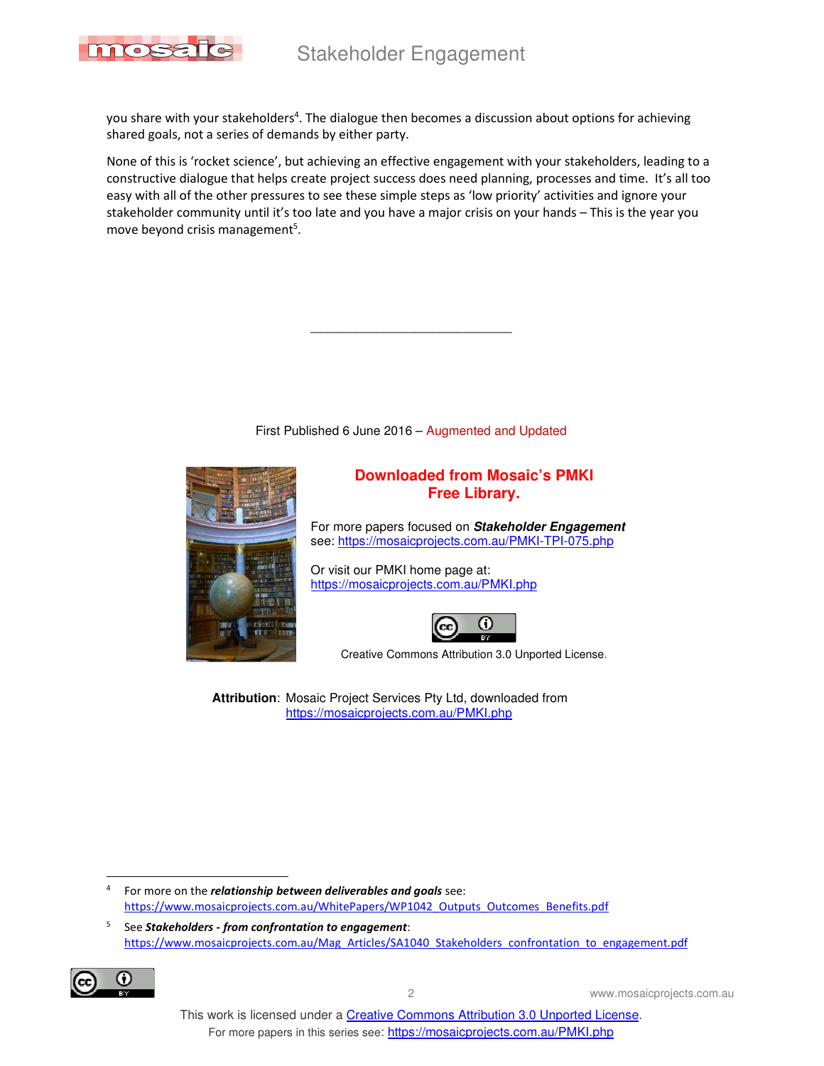you share with your stakeholders[4]. The dialogue then becomes a discussion about options for achieving shared goals, not a series of demands by either party.

None of this is 'rocket science', but achieving an effective engagement with your stakeholders, leading to a constructive dialogue that helps create project success does need planning, processes and time. It's all too easy with all of the other pressures to see these simple steps as 'low priority' activities and ignore your stakeholder community until it's too late and you have a major crisis on your hands – This is the year you move beyond crisis management[5].

\_\_\_\_\_\_\_\_\_\_\_\_\_\_\_\_\_\_\_\_\_\_\_\_\_\_\_\_\_

First Published 6 June 2016 – Augmented and Updated

**Downloaded from Mosaic's PMKI Free Library.**

For more papers focused on ***Stakeholder Engagement*** see: https://mosaicprojects.com.au/PMKI-TPI-075.php

Or visit our PMKI home page at: https://mosaicprojects.com.au/PMKI.php

Creative Commons Attribution 3.0 Unported License.

**Attribution**: Mosaic Project Services Pty Ltd, downloaded from https://mosaicprojects.com.au/PMKI.php

---

[4] For more on the ***relationship between deliverables and goals*** see: https://www.mosaicprojects.com.au/WhitePapers/WP1042_Outputs_Outcomes_Benefits.pdf

[5] See ***Stakeholders - from confrontation to engagement***: https://www.mosaicprojects.com.au/Mag_Articles/SA1040_Stakeholders_confrontation_to_engagement.pdf